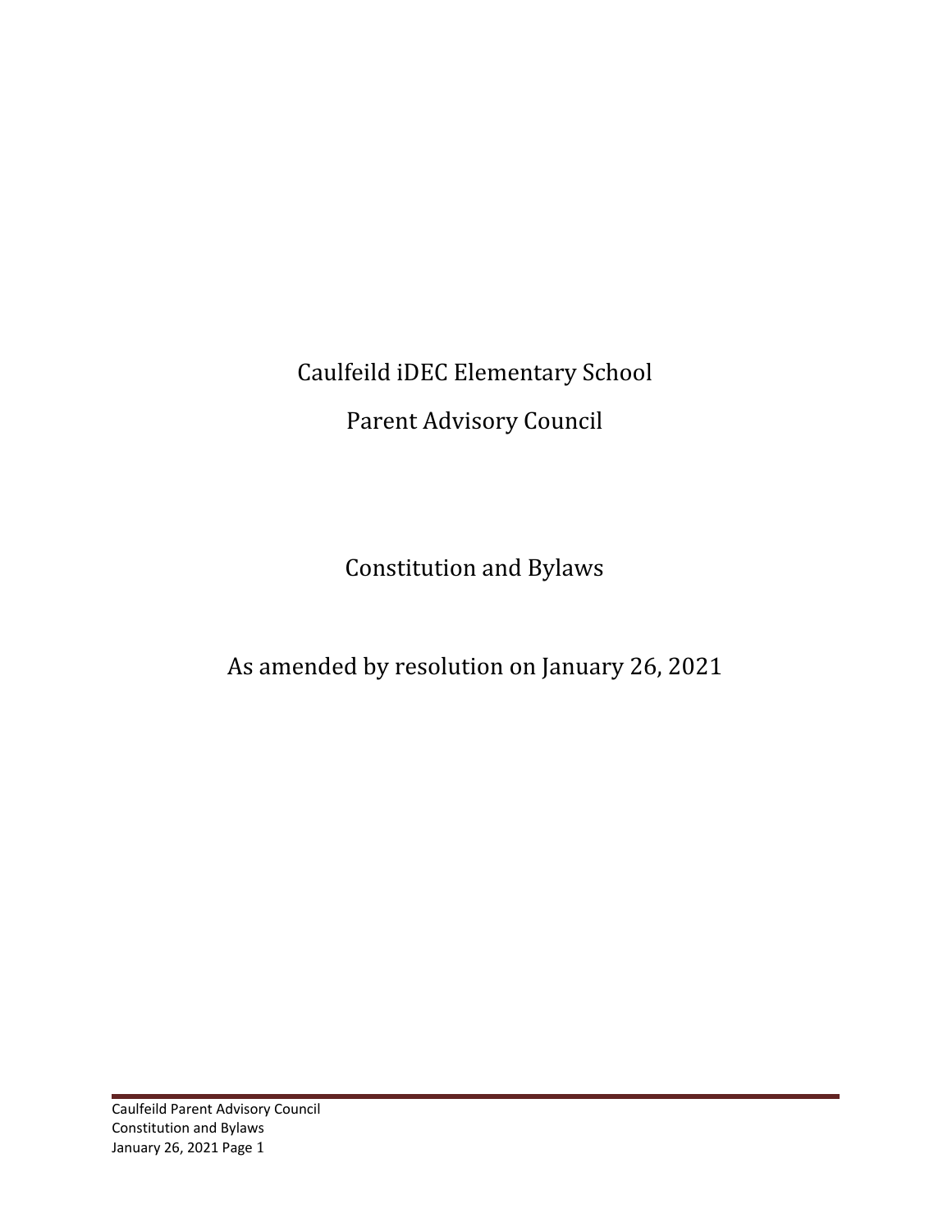# Caulfeild iDEC Elementary School

# Parent Advisory Council

## Constitution and Bylaws

As amended by resolution on January 26, 2021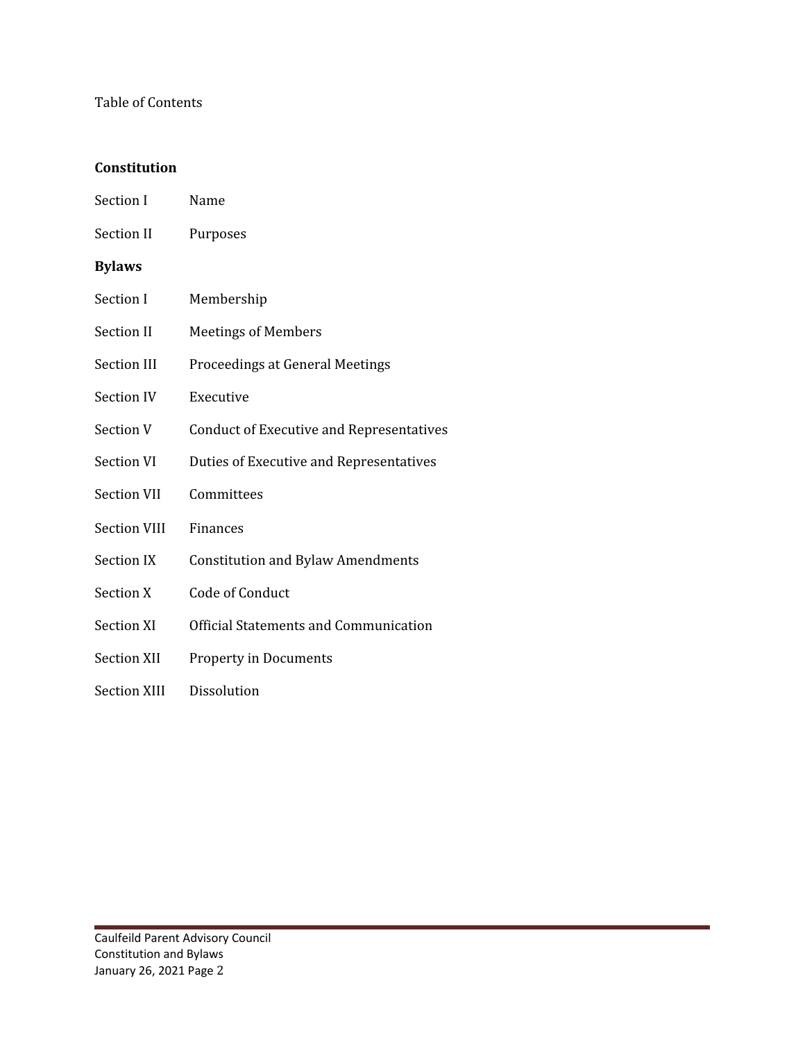Table of Contents

**Constitution**

| | |
|---|---|
| Section I | Name |
| Section II | Purposes |

**Bylaws**

| | |
|---|---|
| Section I | Membership |
| Section II | Meetings of Members |
| Section III | Proceedings at General Meetings |
| Section IV | Executive |
| Section V | Conduct of Executive and Representatives |
| Section VI | Duties of Executive and Representatives |
| Section VII | Committees |
| Section VIII | Finances |
| Section IX | Constitution and Bylaw Amendments |
| Section X | Code of Conduct |
| Section XI | Official Statements and Communication |
| Section XII | Property in Documents |
| Section XIII | Dissolution |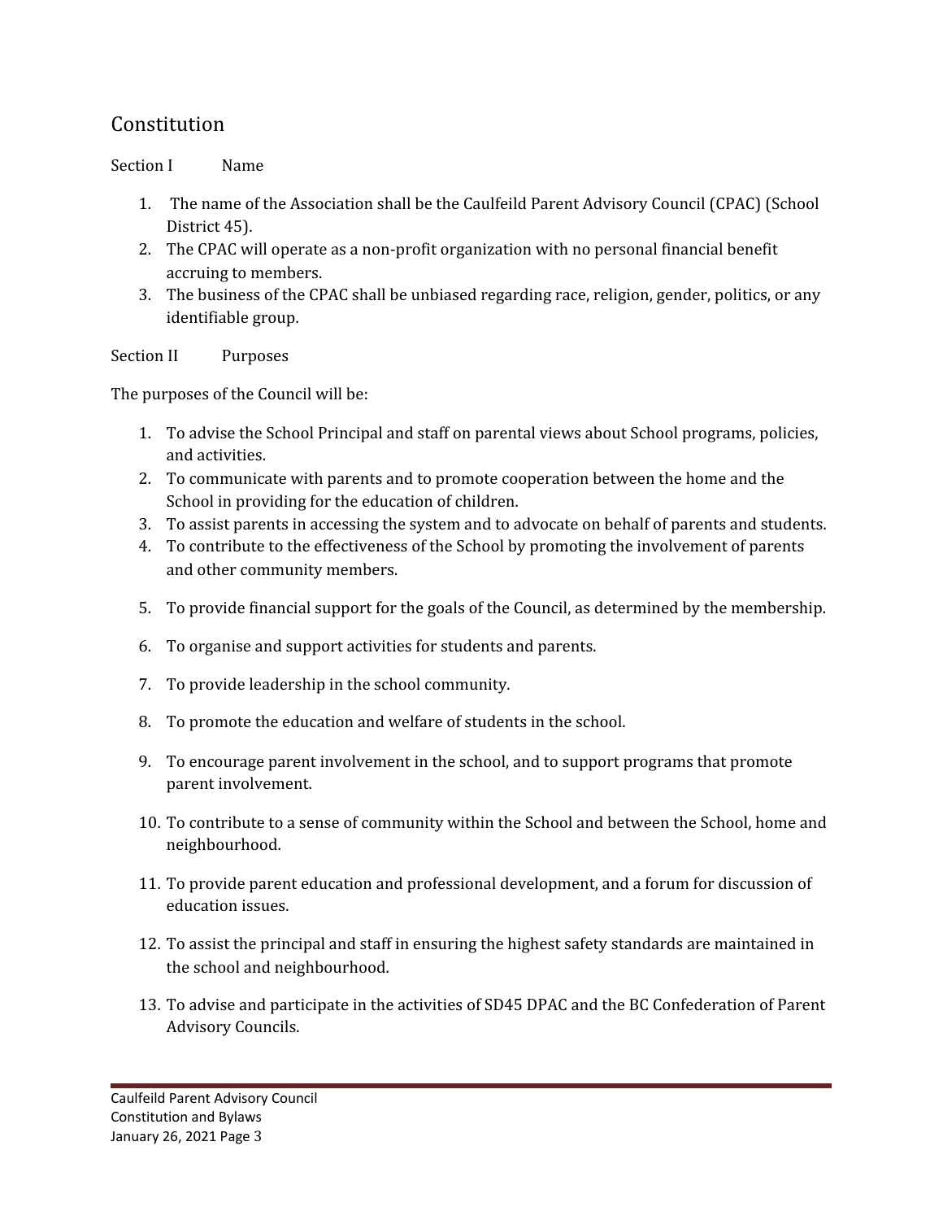# Constitution

## Section I Name

1. The name of the Association shall be the Caulfeild Parent Advisory Council (CPAC) (School District 45).
2. The CPAC will operate as a non-profit organization with no personal financial benefit accruing to members.
3. The business of the CPAC shall be unbiased regarding race, religion, gender, politics, or any identifiable group.

## Section II Purposes

The purposes of the Council will be:

1. To advise the School Principal and staff on parental views about School programs, policies, and activities.
2. To communicate with parents and to promote cooperation between the home and the School in providing for the education of children.
3. To assist parents in accessing the system and to advocate on behalf of parents and students.
4. To contribute to the effectiveness of the School by promoting the involvement of parents and other community members.
5. To provide financial support for the goals of the Council, as determined by the membership.
6. To organise and support activities for students and parents.
7. To provide leadership in the school community.
8. To promote the education and welfare of students in the school.
9. To encourage parent involvement in the school, and to support programs that promote parent involvement.
10. To contribute to a sense of community within the School and between the School, home and neighbourhood.
11. To provide parent education and professional development, and a forum for discussion of education issues.
12. To assist the principal and staff in ensuring the highest safety standards are maintained in the school and neighbourhood.
13. To advise and participate in the activities of SD45 DPAC and the BC Confederation of Parent Advisory Councils.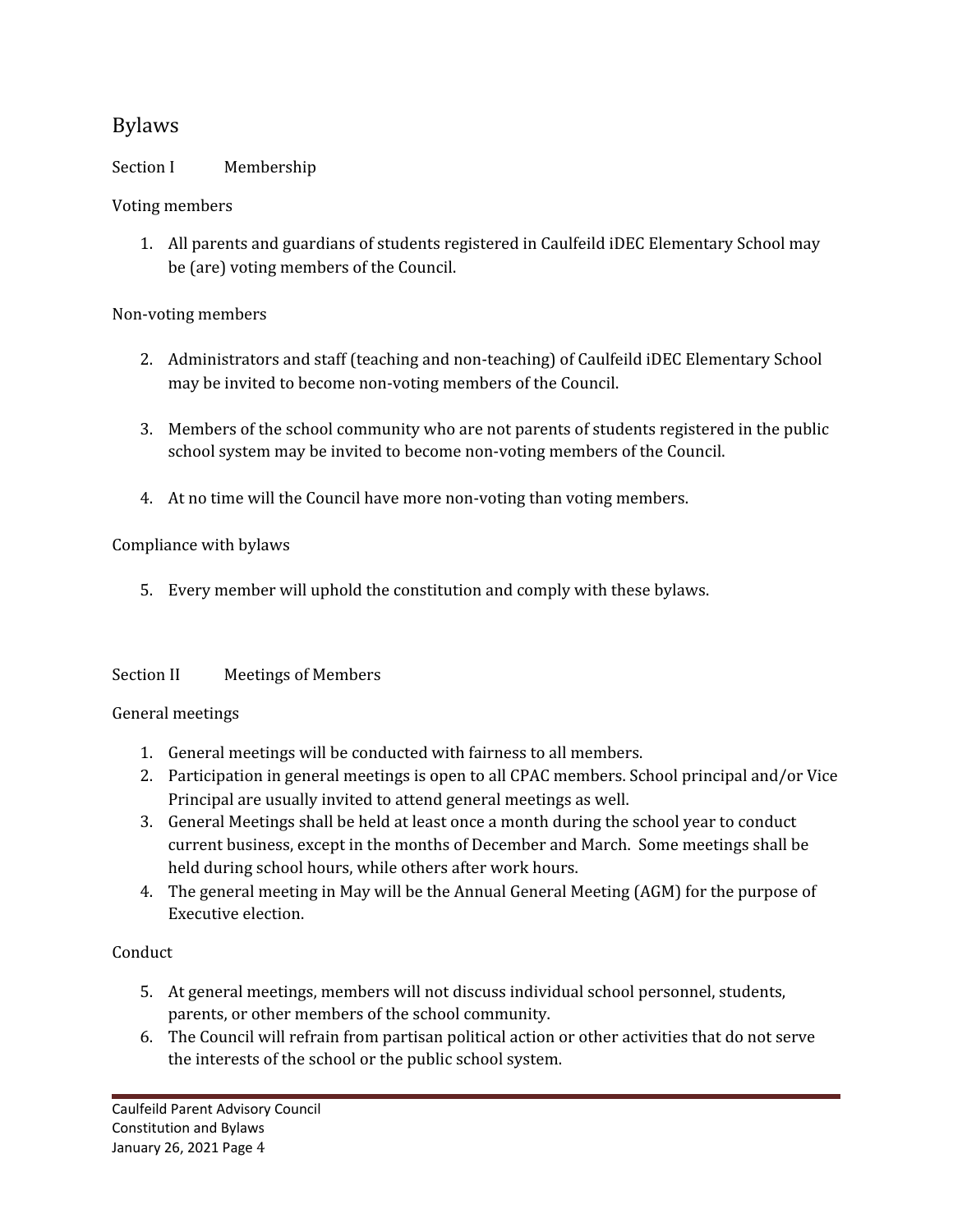# Bylaws

## Section I Membership

### Voting members

1. All parents and guardians of students registered in Caulfeild iDEC Elementary School may be (are) voting members of the Council.

### Non-voting members

2. Administrators and staff (teaching and non-teaching) of Caulfeild iDEC Elementary School may be invited to become non-voting members of the Council.

3. Members of the school community who are not parents of students registered in the public school system may be invited to become non-voting members of the Council.

4. At no time will the Council have more non-voting than voting members.

### Compliance with bylaws

5. Every member will uphold the constitution and comply with these bylaws.

## Section II Meetings of Members

### General meetings

1. General meetings will be conducted with fairness to all members.
2. Participation in general meetings is open to all CPAC members. School principal and/or Vice Principal are usually invited to attend general meetings as well.
3. General Meetings shall be held at least once a month during the school year to conduct current business, except in the months of December and March. Some meetings shall be held during school hours, while others after work hours.
4. The general meeting in May will be the Annual General Meeting (AGM) for the purpose of Executive election.

### Conduct

5. At general meetings, members will not discuss individual school personnel, students, parents, or other members of the school community.
6. The Council will refrain from partisan political action or other activities that do not serve the interests of the school or the public school system.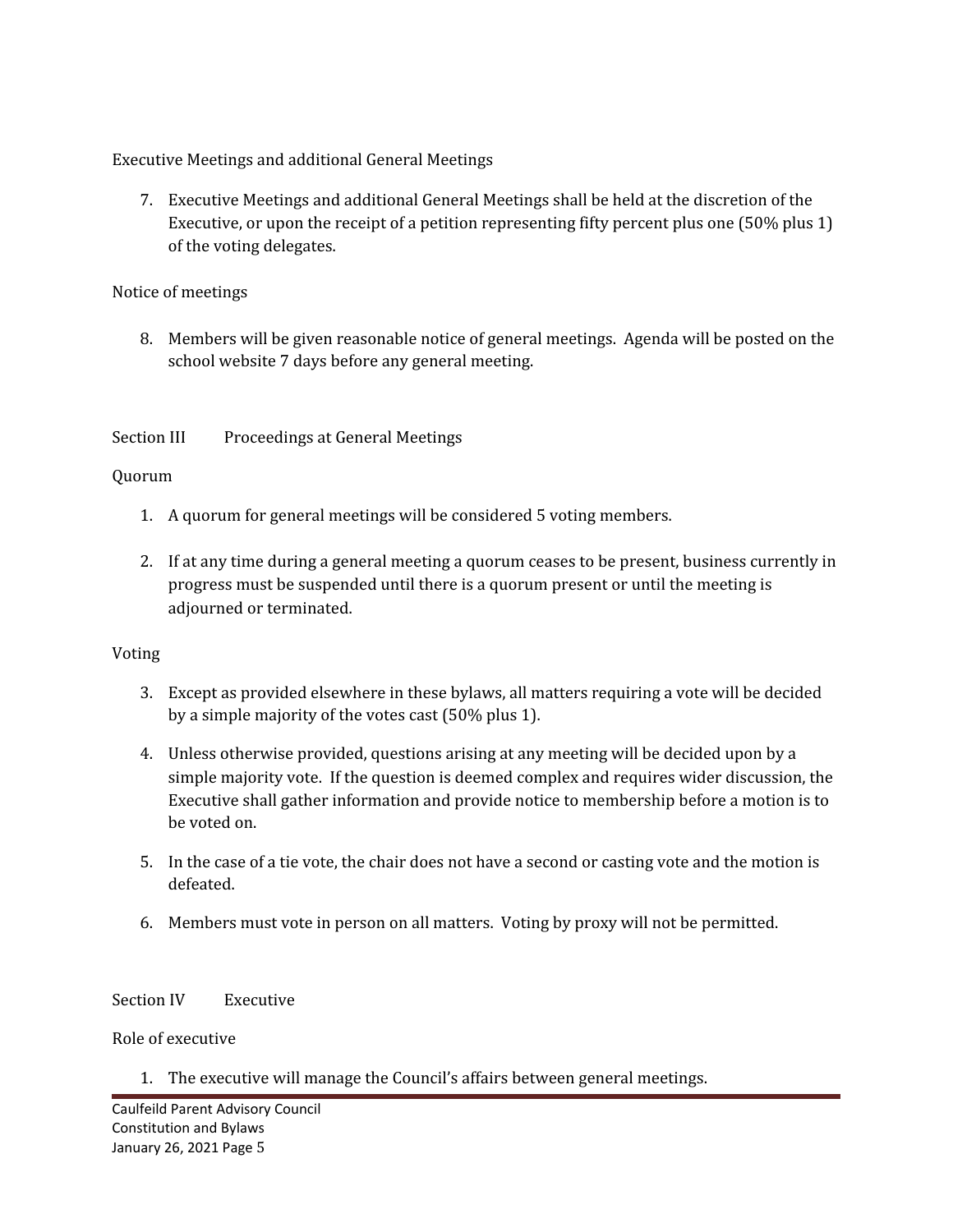Executive Meetings and additional General Meetings

7. Executive Meetings and additional General Meetings shall be held at the discretion of the Executive, or upon the receipt of a petition representing fifty percent plus one (50% plus 1) of the voting delegates.

Notice of meetings

8. Members will be given reasonable notice of general meetings. Agenda will be posted on the school website 7 days before any general meeting.

## Section III Proceedings at General Meetings

Quorum

1. A quorum for general meetings will be considered 5 voting members.

2. If at any time during a general meeting a quorum ceases to be present, business currently in progress must be suspended until there is a quorum present or until the meeting is adjourned or terminated.

Voting

3. Except as provided elsewhere in these bylaws, all matters requiring a vote will be decided by a simple majority of the votes cast (50% plus 1).

4. Unless otherwise provided, questions arising at any meeting will be decided upon by a simple majority vote. If the question is deemed complex and requires wider discussion, the Executive shall gather information and provide notice to membership before a motion is to be voted on.

5. In the case of a tie vote, the chair does not have a second or casting vote and the motion is defeated.

6. Members must vote in person on all matters. Voting by proxy will not be permitted.

## Section IV Executive

Role of executive

1. The executive will manage the Council's affairs between general meetings.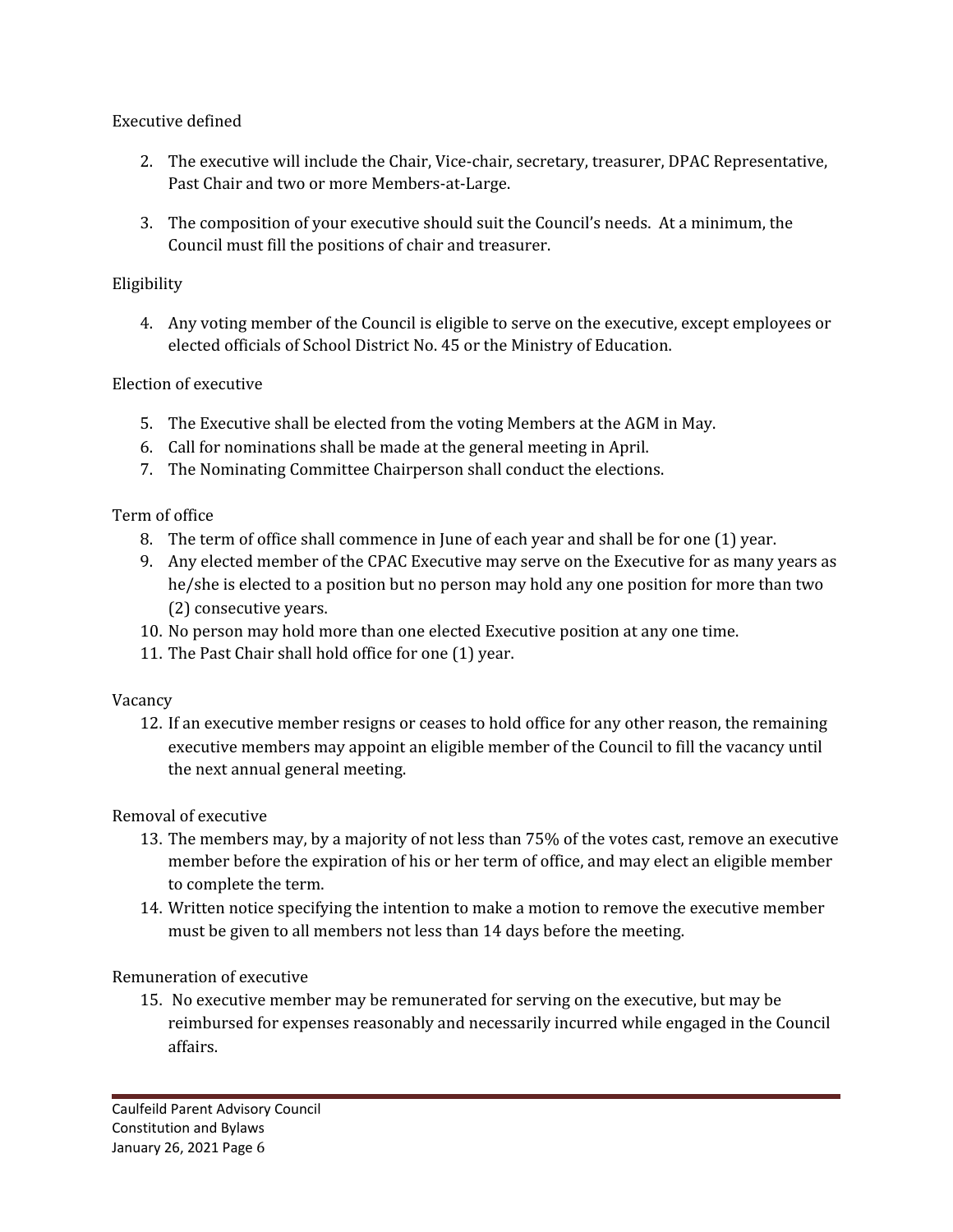Executive defined

2. The executive will include the Chair, Vice-chair, secretary, treasurer, DPAC Representative, Past Chair and two or more Members-at-Large.

3. The composition of your executive should suit the Council's needs. At a minimum, the Council must fill the positions of chair and treasurer.

Eligibility

4. Any voting member of the Council is eligible to serve on the executive, except employees or elected officials of School District No. 45 or the Ministry of Education.

Election of executive

5. The Executive shall be elected from the voting Members at the AGM in May.
6. Call for nominations shall be made at the general meeting in April.
7. The Nominating Committee Chairperson shall conduct the elections.

Term of office

8. The term of office shall commence in June of each year and shall be for one (1) year.
9. Any elected member of the CPAC Executive may serve on the Executive for as many years as he/she is elected to a position but no person may hold any one position for more than two (2) consecutive years.
10. No person may hold more than one elected Executive position at any one time.
11. The Past Chair shall hold office for one (1) year.

Vacancy

12. If an executive member resigns or ceases to hold office for any other reason, the remaining executive members may appoint an eligible member of the Council to fill the vacancy until the next annual general meeting.

Removal of executive

13. The members may, by a majority of not less than 75% of the votes cast, remove an executive member before the expiration of his or her term of office, and may elect an eligible member to complete the term.
14. Written notice specifying the intention to make a motion to remove the executive member must be given to all members not less than 14 days before the meeting.

Remuneration of executive

15. No executive member may be remunerated for serving on the executive, but may be reimbursed for expenses reasonably and necessarily incurred while engaged in the Council affairs.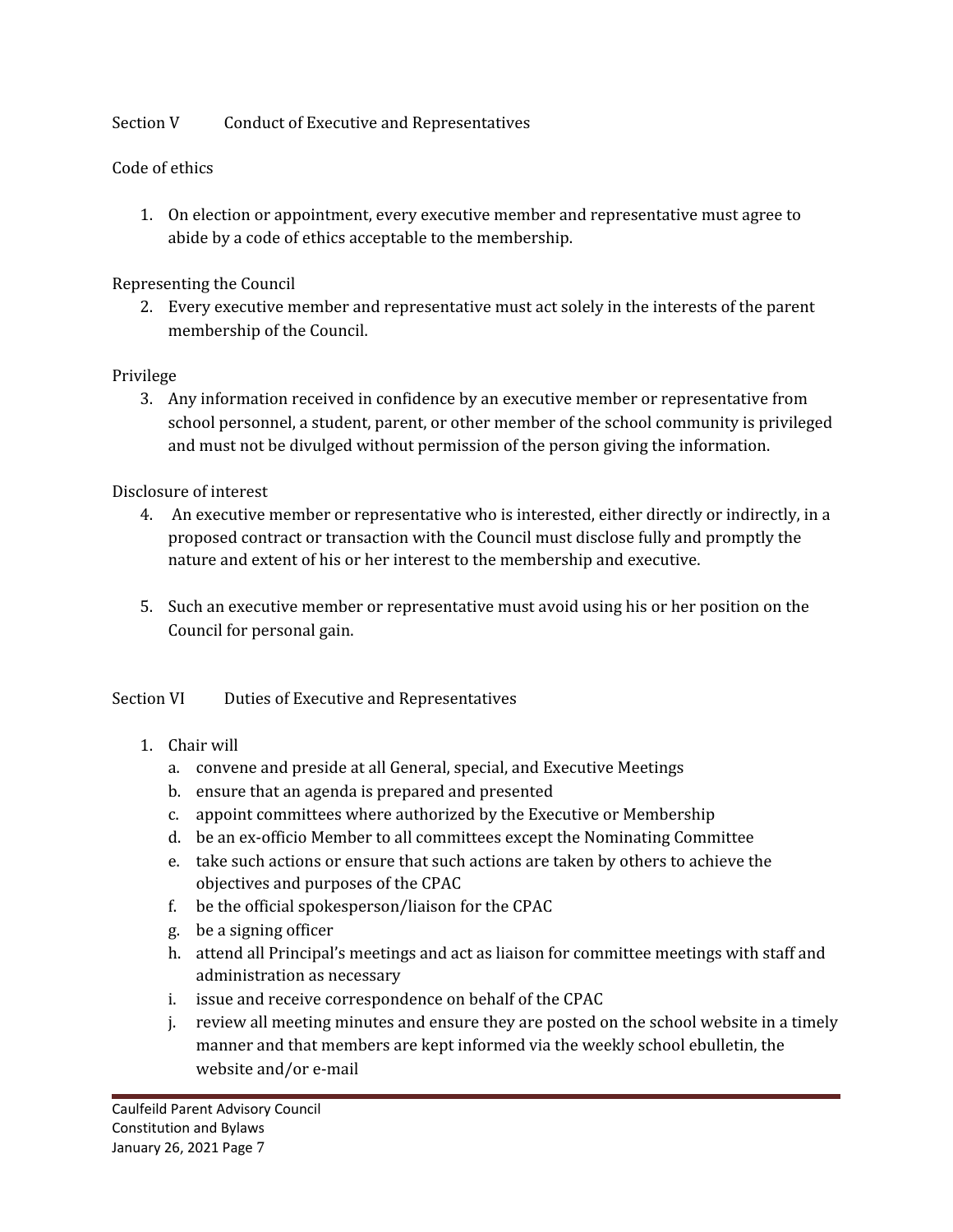## Section V Conduct of Executive and Representatives

### Code of ethics

1. On election or appointment, every executive member and representative must agree to abide by a code of ethics acceptable to the membership.

### Representing the Council

2. Every executive member and representative must act solely in the interests of the parent membership of the Council.

### Privilege

3. Any information received in confidence by an executive member or representative from school personnel, a student, parent, or other member of the school community is privileged and must not be divulged without permission of the person giving the information.

### Disclosure of interest

4. An executive member or representative who is interested, either directly or indirectly, in a proposed contract or transaction with the Council must disclose fully and promptly the nature and extent of his or her interest to the membership and executive.

5. Such an executive member or representative must avoid using his or her position on the Council for personal gain.

## Section VI Duties of Executive and Representatives

1. Chair will
   a. convene and preside at all General, special, and Executive Meetings
   b. ensure that an agenda is prepared and presented
   c. appoint committees where authorized by the Executive or Membership
   d. be an ex-officio Member to all committees except the Nominating Committee
   e. take such actions or ensure that such actions are taken by others to achieve the objectives and purposes of the CPAC
   f. be the official spokesperson/liaison for the CPAC
   g. be a signing officer
   h. attend all Principal's meetings and act as liaison for committee meetings with staff and administration as necessary
   i. issue and receive correspondence on behalf of the CPAC
   j. review all meeting minutes and ensure they are posted on the school website in a timely manner and that members are kept informed via the weekly school ebulletin, the website and/or e-mail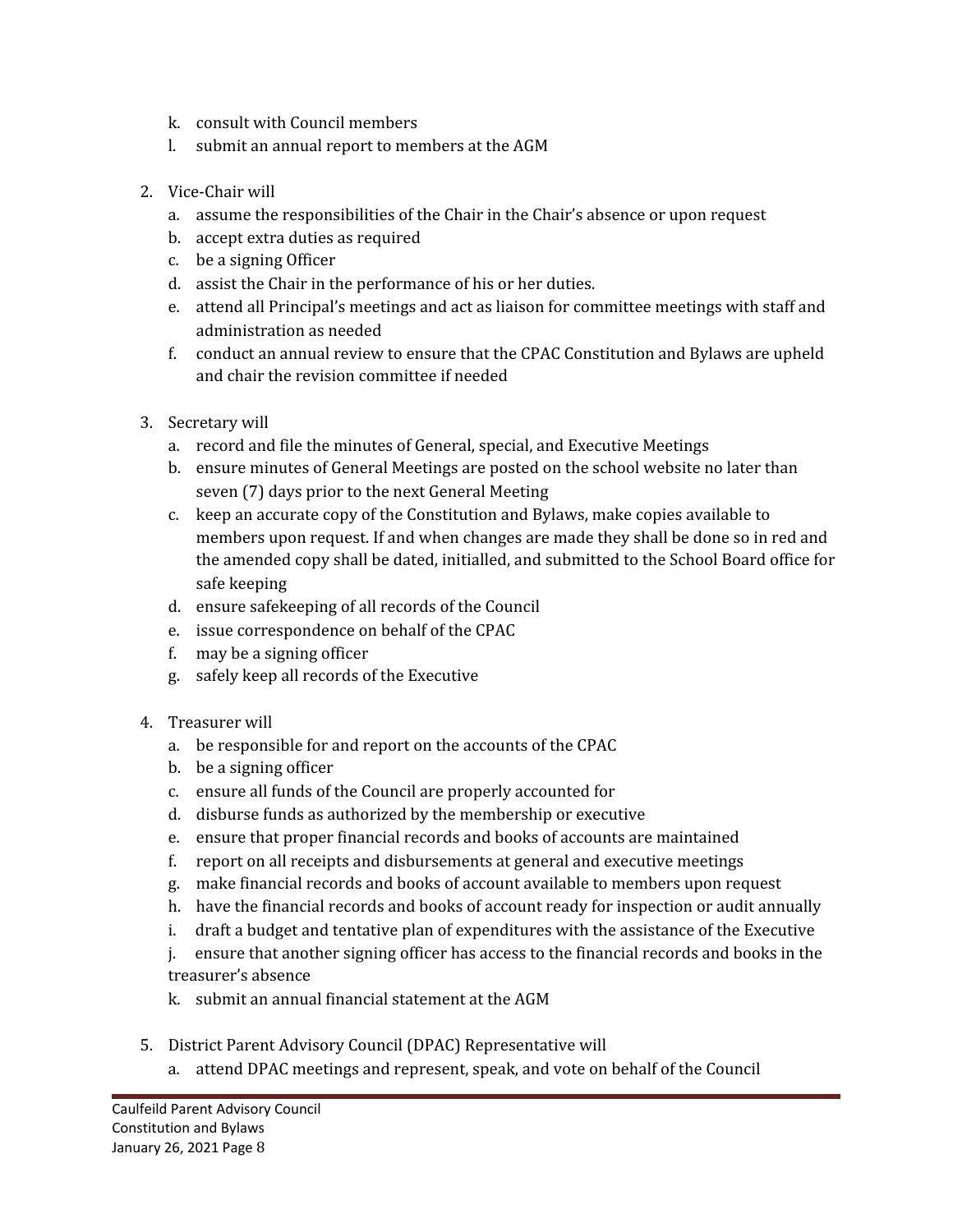k. consult with Council members
l. submit an annual report to members at the AGM

2. Vice-Chair will
   a. assume the responsibilities of the Chair in the Chair's absence or upon request
   b. accept extra duties as required
   c. be a signing Officer
   d. assist the Chair in the performance of his or her duties.
   e. attend all Principal's meetings and act as liaison for committee meetings with staff and administration as needed
   f. conduct an annual review to ensure that the CPAC Constitution and Bylaws are upheld and chair the revision committee if needed

3. Secretary will
   a. record and file the minutes of General, special, and Executive Meetings
   b. ensure minutes of General Meetings are posted on the school website no later than seven (7) days prior to the next General Meeting
   c. keep an accurate copy of the Constitution and Bylaws, make copies available to members upon request. If and when changes are made they shall be done so in red and the amended copy shall be dated, initialled, and submitted to the School Board office for safe keeping
   d. ensure safekeeping of all records of the Council
   e. issue correspondence on behalf of the CPAC
   f. may be a signing officer
   g. safely keep all records of the Executive

4. Treasurer will
   a. be responsible for and report on the accounts of the CPAC
   b. be a signing officer
   c. ensure all funds of the Council are properly accounted for
   d. disburse funds as authorized by the membership or executive
   e. ensure that proper financial records and books of accounts are maintained
   f. report on all receipts and disbursements at general and executive meetings
   g. make financial records and books of account available to members upon request
   h. have the financial records and books of account ready for inspection or audit annually
   i. draft a budget and tentative plan of expenditures with the assistance of the Executive
   j. ensure that another signing officer has access to the financial records and books in the treasurer's absence
   k. submit an annual financial statement at the AGM

5. District Parent Advisory Council (DPAC) Representative will
   a. attend DPAC meetings and represent, speak, and vote on behalf of the Council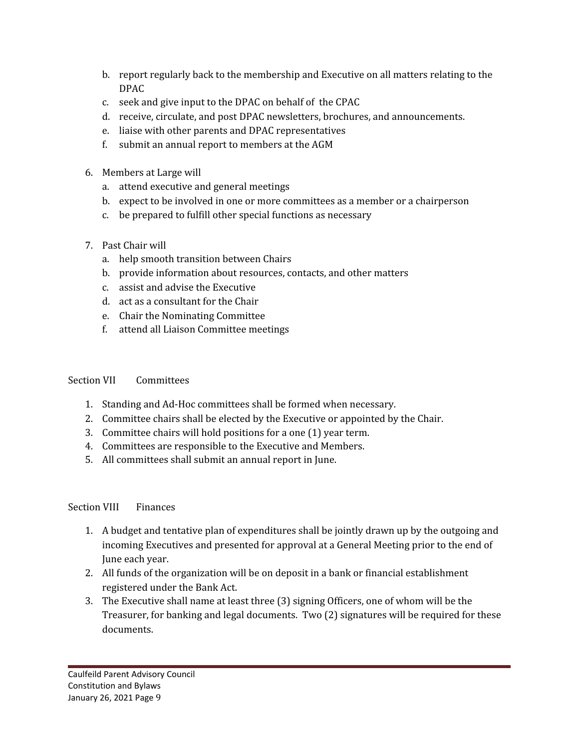b. report regularly back to the membership and Executive on all matters relating to the DPAC
c. seek and give input to the DPAC on behalf of the CPAC
d. receive, circulate, and post DPAC newsletters, brochures, and announcements.
e. liaise with other parents and DPAC representatives
f. submit an annual report to members at the AGM

6. Members at Large will
   a. attend executive and general meetings
   b. expect to be involved in one or more committees as a member or a chairperson
   c. be prepared to fulfill other special functions as necessary

7. Past Chair will
   a. help smooth transition between Chairs
   b. provide information about resources, contacts, and other matters
   c. assist and advise the Executive
   d. act as a consultant for the Chair
   e. Chair the Nominating Committee
   f. attend all Liaison Committee meetings

## Section VII Committees

1. Standing and Ad-Hoc committees shall be formed when necessary.
2. Committee chairs shall be elected by the Executive or appointed by the Chair.
3. Committee chairs will hold positions for a one (1) year term.
4. Committees are responsible to the Executive and Members.
5. All committees shall submit an annual report in June.

## Section VIII Finances

1. A budget and tentative plan of expenditures shall be jointly drawn up by the outgoing and incoming Executives and presented for approval at a General Meeting prior to the end of June each year.
2. All funds of the organization will be on deposit in a bank or financial establishment registered under the Bank Act.
3. The Executive shall name at least three (3) signing Officers, one of whom will be the Treasurer, for banking and legal documents. Two (2) signatures will be required for these documents.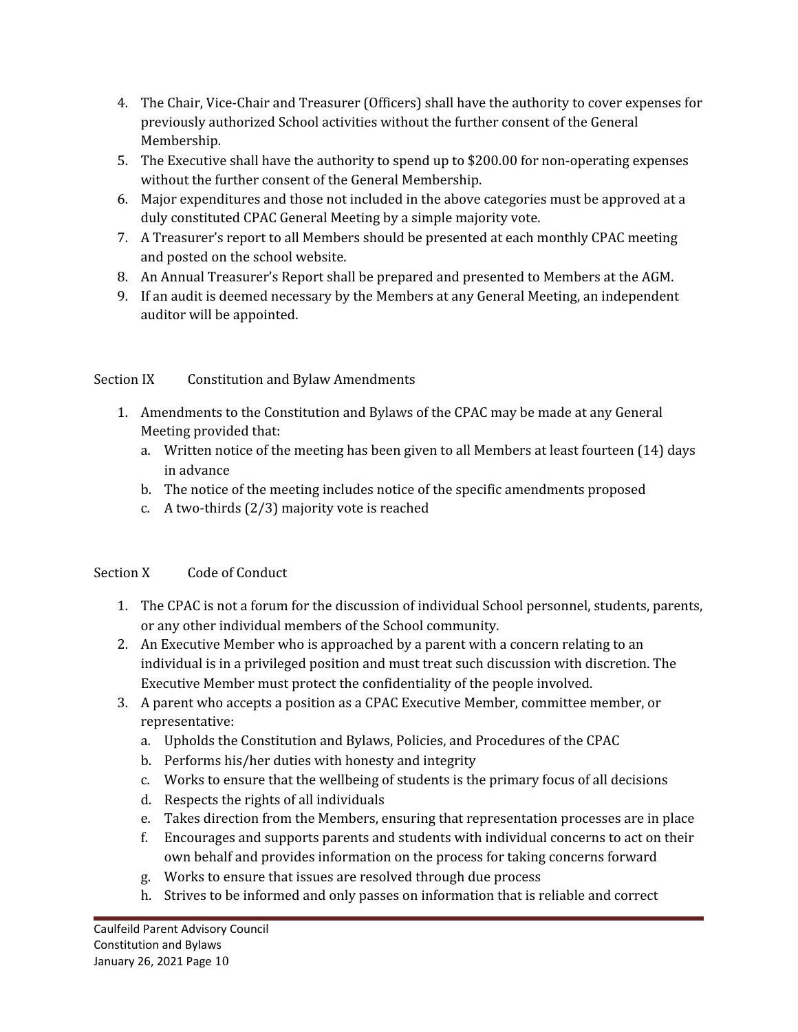4. The Chair, Vice-Chair and Treasurer (Officers) shall have the authority to cover expenses for previously authorized School activities without the further consent of the General Membership.
5. The Executive shall have the authority to spend up to $200.00 for non-operating expenses without the further consent of the General Membership.
6. Major expenditures and those not included in the above categories must be approved at a duly constituted CPAC General Meeting by a simple majority vote.
7. A Treasurer's report to all Members should be presented at each monthly CPAC meeting and posted on the school website.
8. An Annual Treasurer's Report shall be prepared and presented to Members at the AGM.
9. If an audit is deemed necessary by the Members at any General Meeting, an independent auditor will be appointed.

## Section IX Constitution and Bylaw Amendments

1. Amendments to the Constitution and Bylaws of the CPAC may be made at any General Meeting provided that:
   a. Written notice of the meeting has been given to all Members at least fourteen (14) days in advance
   b. The notice of the meeting includes notice of the specific amendments proposed
   c. A two-thirds (2/3) majority vote is reached

## Section X Code of Conduct

1. The CPAC is not a forum for the discussion of individual School personnel, students, parents, or any other individual members of the School community.
2. An Executive Member who is approached by a parent with a concern relating to an individual is in a privileged position and must treat such discussion with discretion. The Executive Member must protect the confidentiality of the people involved.
3. A parent who accepts a position as a CPAC Executive Member, committee member, or representative:
   a. Upholds the Constitution and Bylaws, Policies, and Procedures of the CPAC
   b. Performs his/her duties with honesty and integrity
   c. Works to ensure that the wellbeing of students is the primary focus of all decisions
   d. Respects the rights of all individuals
   e. Takes direction from the Members, ensuring that representation processes are in place
   f. Encourages and supports parents and students with individual concerns to act on their own behalf and provides information on the process for taking concerns forward
   g. Works to ensure that issues are resolved through due process
   h. Strives to be informed and only passes on information that is reliable and correct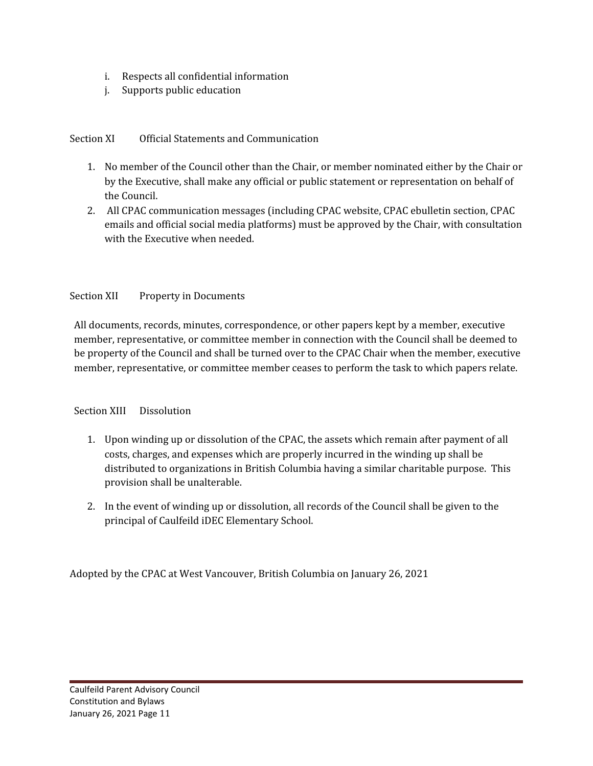i. Respects all confidential information
j. Supports public education

## Section XI Official Statements and Communication

1. No member of the Council other than the Chair, or member nominated either by the Chair or by the Executive, shall make any official or public statement or representation on behalf of the Council.
2. All CPAC communication messages (including CPAC website, CPAC ebulletin section, CPAC emails and official social media platforms) must be approved by the Chair, with consultation with the Executive when needed.

## Section XII Property in Documents

All documents, records, minutes, correspondence, or other papers kept by a member, executive member, representative, or committee member in connection with the Council shall be deemed to be property of the Council and shall be turned over to the CPAC Chair when the member, executive member, representative, or committee member ceases to perform the task to which papers relate.

## Section XIII Dissolution

1. Upon winding up or dissolution of the CPAC, the assets which remain after payment of all costs, charges, and expenses which are properly incurred in the winding up shall be distributed to organizations in British Columbia having a similar charitable purpose. This provision shall be unalterable.

2. In the event of winding up or dissolution, all records of the Council shall be given to the principal of Caulfeild iDEC Elementary School.

Adopted by the CPAC at West Vancouver, British Columbia on January 26, 2021